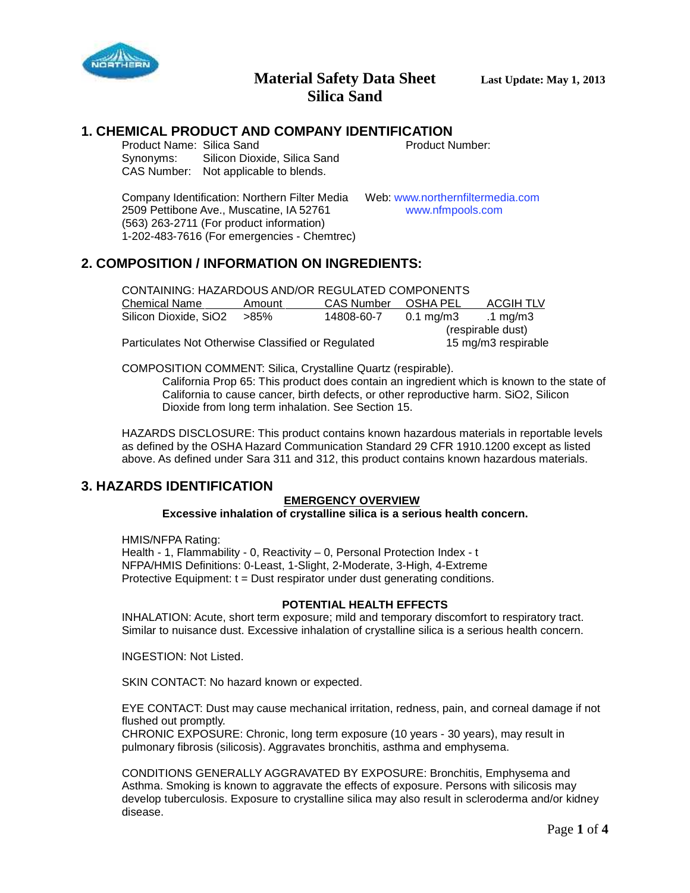# Material Safety Data Sheet
# Silica Sand

**Last Update: May 1, 2013**

## 1. CHEMICAL PRODUCT AND COMPANY IDENTIFICATION

Product Name: Silica Sand
Product Number:
Synonyms: Silicon Dioxide, Silica Sand
CAS Number: Not applicable to blends.

Company Identification: Northern Filter Media
2509 Pettibone Ave., Muscatine, IA 52761
(563) 263-2711 (For product information)
1-202-483-7616 (For emergencies - Chemtrec)

Web: www.northernfiltermedia.com
www.nfmpools.com

## 2. COMPOSITION / INFORMATION ON INGREDIENTS:

CONTAINING: HAZARDOUS AND/OR REGULATED COMPONENTS

| Chemical Name | Amount | CAS Number | OSHA PEL | ACGIH TLV |
|---|---|---|---|---|
| Silicon Dioxide, $SiO_2$ | >85% | 14808-60-7 | 0.1 mg/m3 | .1 mg/m3 |
| | | | (respirable dust) | |
| Particulates Not Otherwise Classified or Regulated | | | 15 mg/m3 respirable | |

COMPOSITION COMMENT: Silica, Crystalline Quartz (respirable).

California Prop 65: This product does contain an ingredient which is known to the state of California to cause cancer, birth defects, or other reproductive harm. $SiO_2$, Silicon Dioxide from long term inhalation. See Section 15.

HAZARDS DISCLOSURE: This product contains known hazardous materials in reportable levels as defined by the OSHA Hazard Communication Standard 29 CFR 1910.1200 except as listed above. As defined under Sara 311 and 312, this product contains known hazardous materials.

## 3. HAZARDS IDENTIFICATION

**EMERGENCY OVERVIEW**

**Excessive inhalation of crystalline silica is a serious health concern.**

HMIS/NFPA Rating:
Health - 1, Flammability - 0, Reactivity – 0, Personal Protection Index - t
NFPA/HMIS Definitions: 0-Least, 1-Slight, 2-Moderate, 3-High, 4-Extreme
Protective Equipment: t = Dust respirator under dust generating conditions.

**POTENTIAL HEALTH EFFECTS**

INHALATION: Acute, short term exposure; mild and temporary discomfort to respiratory tract. Similar to nuisance dust. Excessive inhalation of crystalline silica is a serious health concern.

INGESTION: Not Listed.

SKIN CONTACT: No hazard known or expected.

EYE CONTACT: Dust may cause mechanical irritation, redness, pain, and corneal damage if not flushed out promptly.
CHRONIC EXPOSURE: Chronic, long term exposure (10 years - 30 years), may result in pulmonary fibrosis (silicosis). Aggravates bronchitis, asthma and emphysema.

CONDITIONS GENERALLY AGGRAVATED BY EXPOSURE: Bronchitis, Emphysema and Asthma. Smoking is known to aggravate the effects of exposure. Persons with silicosis may develop tuberculosis. Exposure to crystalline silica may also result in scleroderma and/or kidney disease.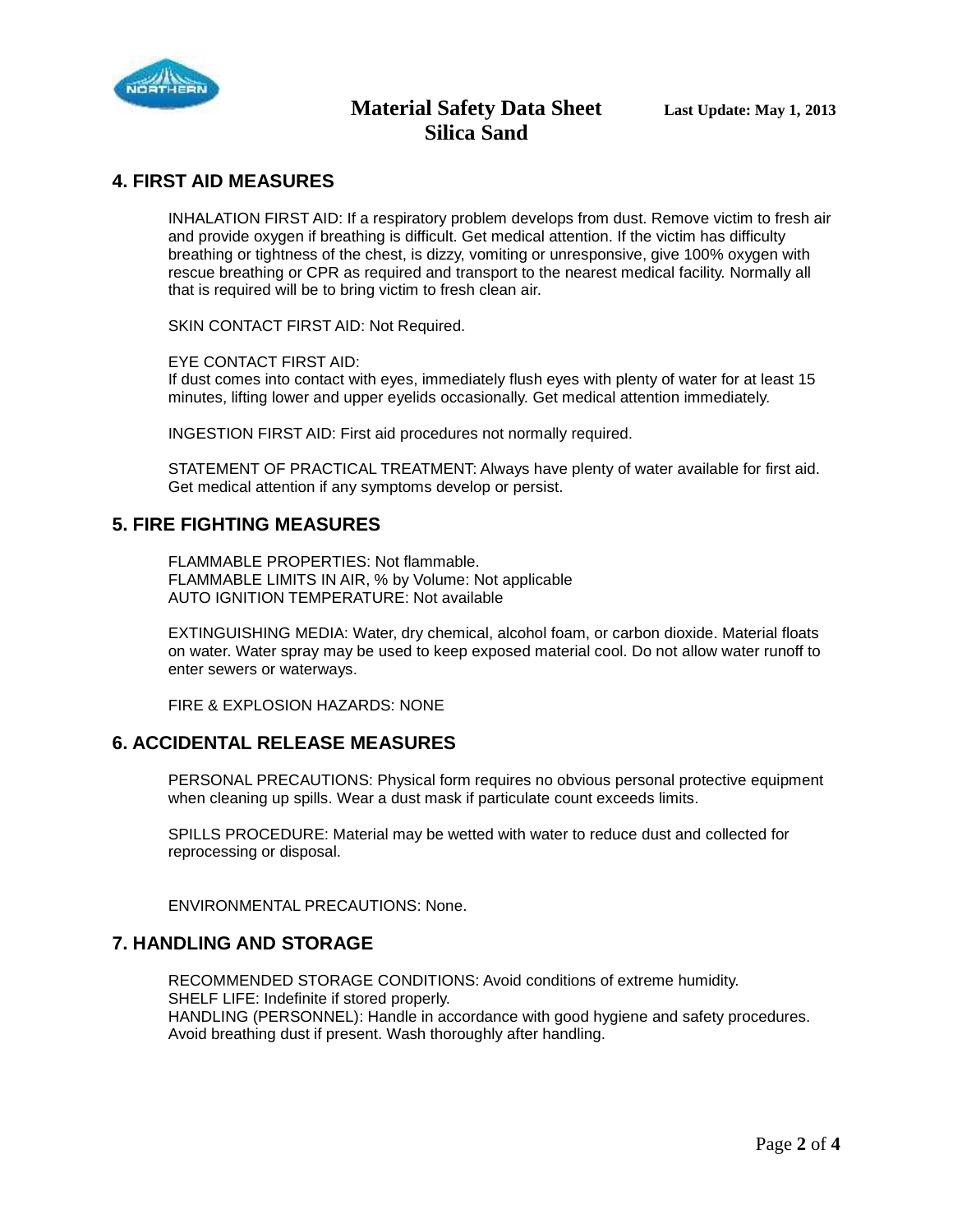## 4. FIRST AID MEASURES

INHALATION FIRST AID: If a respiratory problem develops from dust. Remove victim to fresh air and provide oxygen if breathing is difficult. Get medical attention. If the victim has difficulty breathing or tightness of the chest, is dizzy, vomiting or unresponsive, give 100% oxygen with rescue breathing or CPR as required and transport to the nearest medical facility. Normally all that is required will be to bring victim to fresh clean air.

SKIN CONTACT FIRST AID: Not Required.

EYE CONTACT FIRST AID:
If dust comes into contact with eyes, immediately flush eyes with plenty of water for at least 15 minutes, lifting lower and upper eyelids occasionally. Get medical attention immediately.

INGESTION FIRST AID: First aid procedures not normally required.

STATEMENT OF PRACTICAL TREATMENT: Always have plenty of water available for first aid. Get medical attention if any symptoms develop or persist.

## 5. FIRE FIGHTING MEASURES

FLAMMABLE PROPERTIES: Not flammable.
FLAMMABLE LIMITS IN AIR, % by Volume: Not applicable
AUTO IGNITION TEMPERATURE: Not available

EXTINGUISHING MEDIA: Water, dry chemical, alcohol foam, or carbon dioxide. Material floats on water. Water spray may be used to keep exposed material cool. Do not allow water runoff to enter sewers or waterways.

FIRE & EXPLOSION HAZARDS: NONE

## 6. ACCIDENTAL RELEASE MEASURES

PERSONAL PRECAUTIONS: Physical form requires no obvious personal protective equipment when cleaning up spills. Wear a dust mask if particulate count exceeds limits.

SPILLS PROCEDURE: Material may be wetted with water to reduce dust and collected for reprocessing or disposal.

ENVIRONMENTAL PRECAUTIONS: None.

## 7. HANDLING AND STORAGE

RECOMMENDED STORAGE CONDITIONS: Avoid conditions of extreme humidity.
SHELF LIFE: Indefinite if stored properly.
HANDLING (PERSONNEL): Handle in accordance with good hygiene and safety procedures. Avoid breathing dust if present. Wash thoroughly after handling.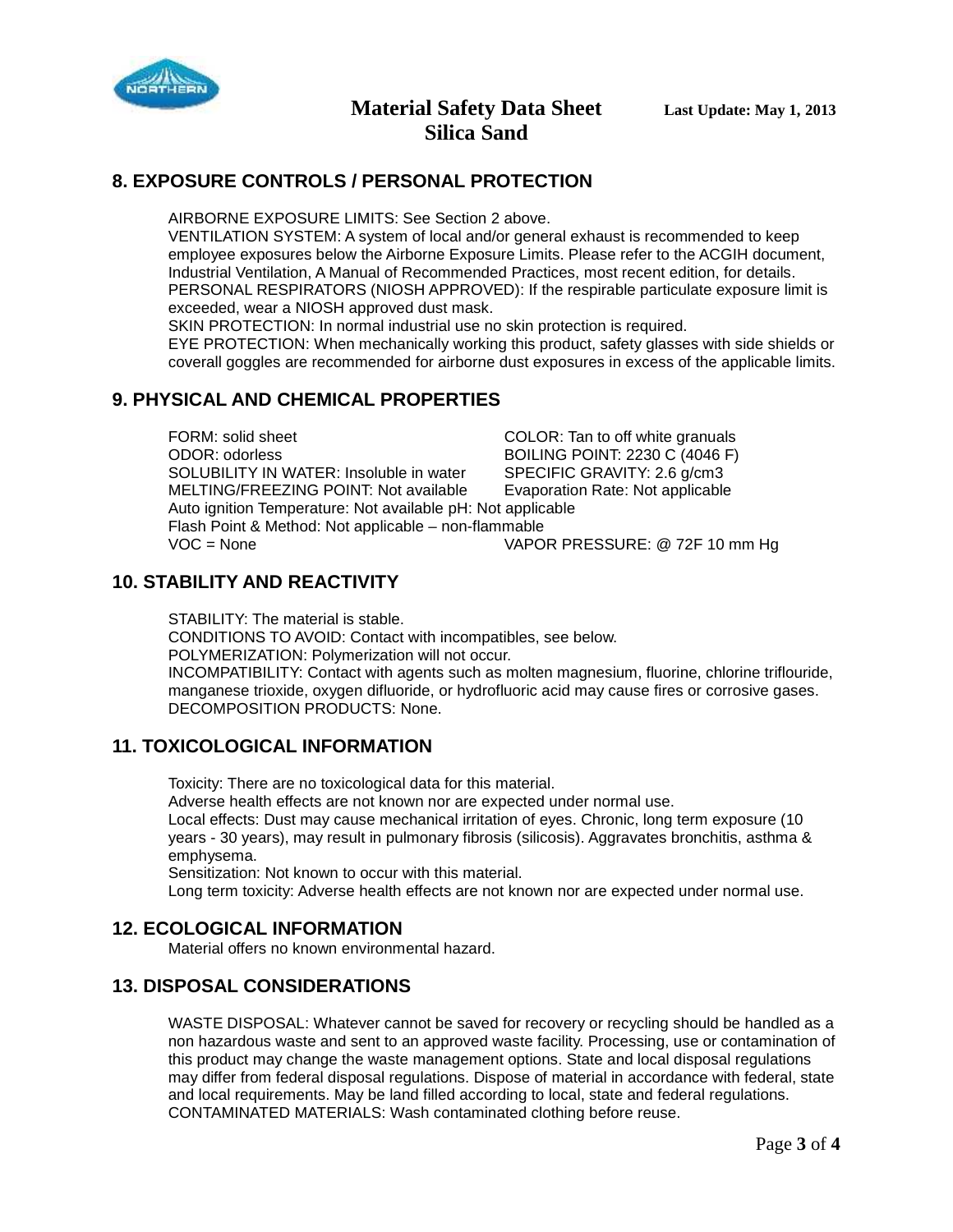# Material Safety Data Sheet
# Silica Sand

Last Update: May 1, 2013

## 8. EXPOSURE CONTROLS / PERSONAL PROTECTION

AIRBORNE EXPOSURE LIMITS: See Section 2 above.
VENTILATION SYSTEM: A system of local and/or general exhaust is recommended to keep employee exposures below the Airborne Exposure Limits. Please refer to the ACGIH document, Industrial Ventilation, A Manual of Recommended Practices, most recent edition, for details.
PERSONAL RESPIRATORS (NIOSH APPROVED): If the respirable particulate exposure limit is exceeded, wear a NIOSH approved dust mask.
SKIN PROTECTION: In normal industrial use no skin protection is required.
EYE PROTECTION: When mechanically working this product, safety glasses with side shields or coverall goggles are recommended for airborne dust exposures in excess of the applicable limits.

## 9. PHYSICAL AND CHEMICAL PROPERTIES

FORM: solid sheet
COLOR: Tan to off white granuals
ODOR: odorless
BOILING POINT: 2230 C (4046 F)
SOLUBILITY IN WATER: Insoluble in water
SPECIFIC GRAVITY: 2.6 g/cm3
MELTING/FREEZING POINT: Not available
Evaporation Rate: Not applicable
Auto ignition Temperature: Not available pH: Not applicable
Flash Point & Method: Not applicable – non-flammable
VOC = None
VAPOR PRESSURE: @ 72F 10 mm Hg

## 10. STABILITY AND REACTIVITY

STABILITY: The material is stable.
CONDITIONS TO AVOID: Contact with incompatibles, see below.
POLYMERIZATION: Polymerization will not occur.
INCOMPATIBILITY: Contact with agents such as molten magnesium, fluorine, chlorine trifluoride, manganese trioxide, oxygen difluoride, or hydrofluoric acid may cause fires or corrosive gases.
DECOMPOSITION PRODUCTS: None.

## 11. TOXICOLOGICAL INFORMATION

Toxicity: There are no toxicological data for this material.
Adverse health effects are not known nor are expected under normal use.
Local effects: Dust may cause mechanical irritation of eyes. Chronic, long term exposure (10 years - 30 years), may result in pulmonary fibrosis (silicosis). Aggravates bronchitis, asthma & emphysema.
Sensitization: Not known to occur with this material.
Long term toxicity: Adverse health effects are not known nor are expected under normal use.

## 12. ECOLOGICAL INFORMATION

Material offers no known environmental hazard.

## 13. DISPOSAL CONSIDERATIONS

WASTE DISPOSAL: Whatever cannot be saved for recovery or recycling should be handled as a non hazardous waste and sent to an approved waste facility. Processing, use or contamination of this product may change the waste management options. State and local disposal regulations may differ from federal disposal regulations. Dispose of material in accordance with federal, state and local requirements. May be land filled according to local, state and federal regulations.
CONTAMINATED MATERIALS: Wash contaminated clothing before reuse.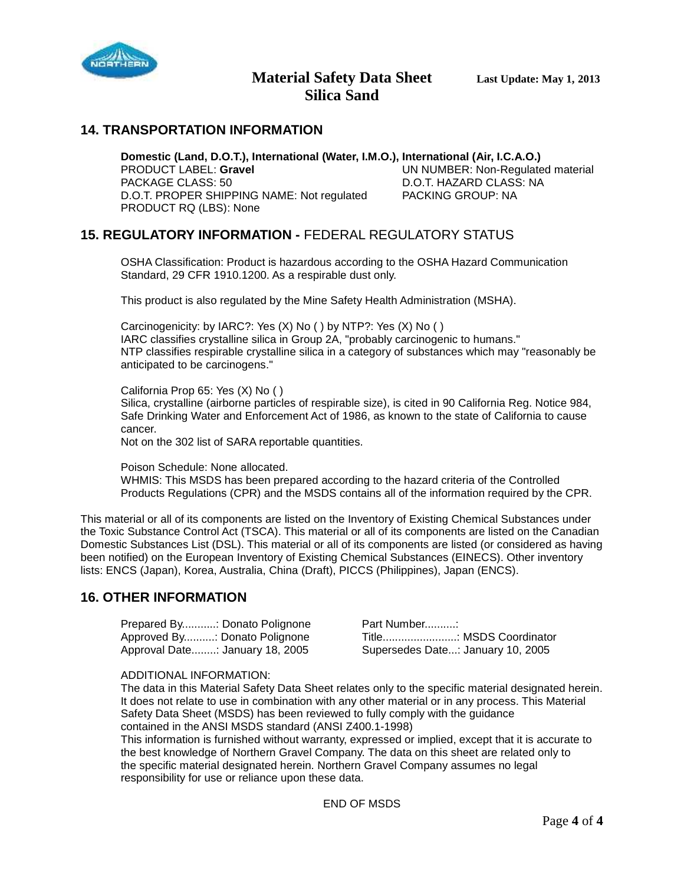**Material Safety Data Sheet** **Last Update: May 1, 2013**
**Silica Sand**

## 14. TRANSPORTATION INFORMATION

**Domestic (Land, D.O.T.), International (Water, I.M.O.), International (Air, I.C.A.O.)**

PRODUCT LABEL: **Gravel**
PACKAGE CLASS: 50
D.O.T. PROPER SHIPPING NAME: Not regulated
PRODUCT RQ (LBS): None

UN NUMBER: Non-Regulated material
D.O.T. HAZARD CLASS: NA
PACKING GROUP: NA

## 15. REGULATORY INFORMATION - FEDERAL REGULATORY STATUS

OSHA Classification: Product is hazardous according to the OSHA Hazard Communication Standard, 29 CFR 1910.1200. As a respirable dust only.

This product is also regulated by the Mine Safety Health Administration (MSHA).

Carcinogenicity: by IARC?: Yes (X) No ( ) by NTP?: Yes (X) No ( )
IARC classifies crystalline silica in Group 2A, "probably carcinogenic to humans."
NTP classifies respirable crystalline silica in a category of substances which may "reasonably be anticipated to be carcinogens."

California Prop 65: Yes (X) No ( )
Silica, crystalline (airborne particles of respirable size), is cited in 90 California Reg. Notice 984, Safe Drinking Water and Enforcement Act of 1986, as known to the state of California to cause cancer.
Not on the 302 list of SARA reportable quantities.

Poison Schedule: None allocated.
WHMIS: This MSDS has been prepared according to the hazard criteria of the Controlled Products Regulations (CPR) and the MSDS contains all of the information required by the CPR.

This material or all of its components are listed on the Inventory of Existing Chemical Substances under the Toxic Substance Control Act (TSCA). This material or all of its components are listed on the Canadian Domestic Substances List (DSL). This material or all of its components are listed (or considered as having been notified) on the European Inventory of Existing Chemical Substances (EINECS). Other inventory lists: ENCS (Japan), Korea, Australia, China (Draft), PICCS (Philippines), Japan (ENCS).

## 16. OTHER INFORMATION

Prepared By...........: Donato Polignone
Approved By..........: Donato Polignone
Approval Date........: January 18, 2005

Part Number..........:
Title........................: MSDS Coordinator
Supersedes Date...: January 10, 2005

ADDITIONAL INFORMATION:
The data in this Material Safety Data Sheet relates only to the specific material designated herein. It does not relate to use in combination with any other material or in any process. This Material Safety Data Sheet (MSDS) has been reviewed to fully comply with the guidance contained in the ANSI MSDS standard (ANSI Z400.1-1998)
This information is furnished without warranty, expressed or implied, except that it is accurate to the best knowledge of Northern Gravel Company. The data on this sheet are related only to the specific material designated herein. Northern Gravel Company assumes no legal responsibility for use or reliance upon these data.

END OF MSDS